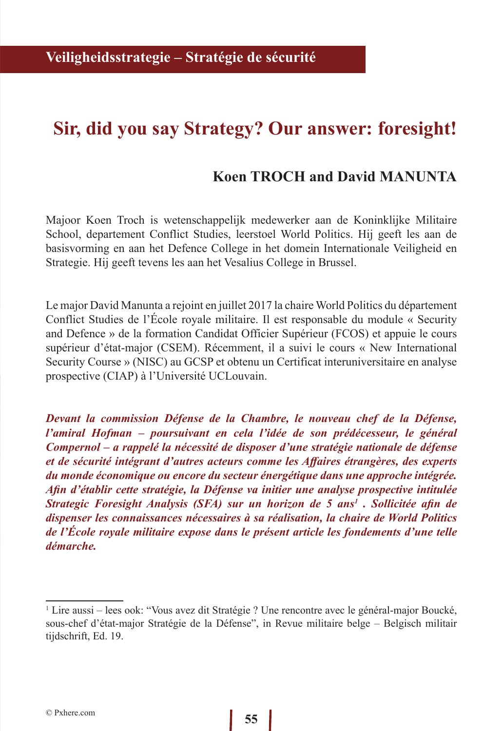Veiligheidsstrategie – Stratégie de sécurité

# Sir, did you say Strategy? Our answer: foresight!

### Koen TROCH and David MANUNTA

Majoor Koen Troch is wetenschappelijk medewerker aan de Koninklijke Militaire School, departement Conflict Studies, leerstoel World Politics. Hij geeft les aan de basisvorming en aan het Defence College in het domein Internationale Veiligheid en Strategie. Hij geeft tevens les aan het Vesalius College in Brussel.

Le major David Manunta a rejoint en juillet 2017 la chaire World Politics du département Conflict Studies de l'École royale militaire. Il est responsable du module « Security and Defence » de la formation Candidat Officier Supérieur (FCOS) et appuie le cours supérieur d'état-major (CSEM). Récemment, il a suivi le cours « New International Security Course » (NISC) au GCSP et obtenu un Certificat interuniversitaire en analyse prospective (CIAP) à l'Université UCLouvain.

***Devant la commission Défense de la Chambre, le nouveau chef de la Défense, l'amiral Hofman – poursuivant en cela l'idée de son prédécesseur, le général Compernol – a rappelé la nécessité de disposer d'une stratégie nationale de défense et de sécurité intégrant d'autres acteurs comme les Affaires étrangères, des experts du monde économique ou encore du secteur énergétique dans une approche intégrée. Afin d'établir cette stratégie, la Défense va initier une analyse prospective intitulée Strategic Foresight Analysis (SFA) sur un horizon de 5 ans[1] . Sollicitée afin de dispenser les connaissances nécessaires à sa réalisation, la chaire de World Politics de l'École royale militaire expose dans le présent article les fondements d'une telle démarche.***

---

[1] Lire aussi – lees ook: "Vous avez dit Stratégie ? Une rencontre avec le général-major Boucké, sous-chef d'état-major Stratégie de la Défense", in Revue militaire belge – Belgisch militair tijdschrift, Ed. 19.

© Pxhere.com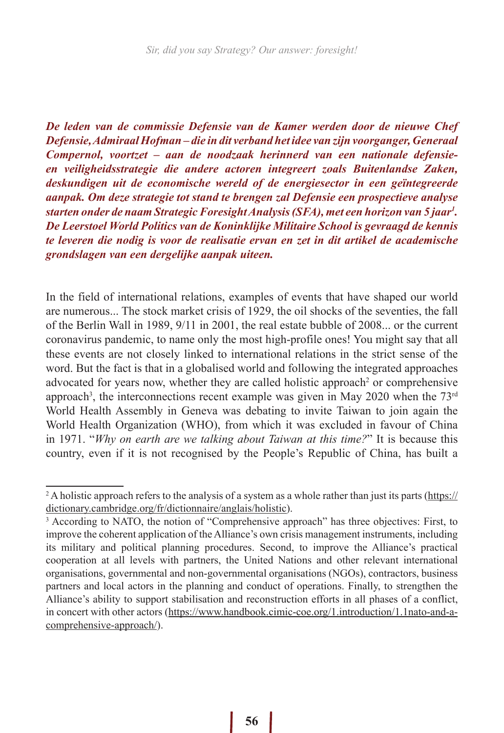***De leden van de commissie Defensie van de Kamer werden door de nieuwe Chef Defensie, Admiraal Hofman – die in dit verband het idee van zijn voorganger, Generaal Compernol, voortzet – aan de noodzaak herinnerd van een nationale defensie- en veiligheidsstrategie die andere actoren integreert zoals Buitenlandse Zaken, deskundigen uit de economische wereld of de energiesector in een geïntegreerde aanpak. Om deze strategie tot stand te brengen zal Defensie een prospectieve analyse starten onder de naam Strategic Foresight Analysis (SFA), met een horizon van 5 jaar[1]. De Leerstoel World Politics van de Koninklijke Militaire School is gevraagd de kennis te leveren die nodig is voor de realisatie ervan en zet in dit artikel de academische grondslagen van een dergelijke aanpak uiteen.***

In the field of international relations, examples of events that have shaped our world are numerous... The stock market crisis of 1929, the oil shocks of the seventies, the fall of the Berlin Wall in 1989, 9/11 in 2001, the real estate bubble of 2008... or the current coronavirus pandemic, to name only the most high-profile ones! You might say that all these events are not closely linked to international relations in the strict sense of the word. But the fact is that in a globalised world and following the integrated approaches advocated for years now, whether they are called holistic approach[2] or comprehensive approach[3], the interconnections recent example was given in May 2020 when the 73rd World Health Assembly in Geneva was debating to invite Taiwan to join again the World Health Organization (WHO), from which it was excluded in favour of China in 1971. "*Why on earth are we talking about Taiwan at this time?*" It is because this country, even if it is not recognised by the People's Republic of China, has built a

---

[2] A holistic approach refers to the analysis of a system as a whole rather than just its parts (https://dictionary.cambridge.org/fr/dictionnaire/anglais/holistic).

[3] According to NATO, the notion of "Comprehensive approach" has three objectives: First, to improve the coherent application of the Alliance's own crisis management instruments, including its military and political planning procedures. Second, to improve the Alliance's practical cooperation at all levels with partners, the United Nations and other relevant international organisations, governmental and non-governmental organisations (NGOs), contractors, business partners and local actors in the planning and conduct of operations. Finally, to strengthen the Alliance's ability to support stabilisation and reconstruction efforts in all phases of a conflict, in concert with other actors (https://www.handbook.cimic-coe.org/1.introduction/1.1nato-and-a-comprehensive-approach/).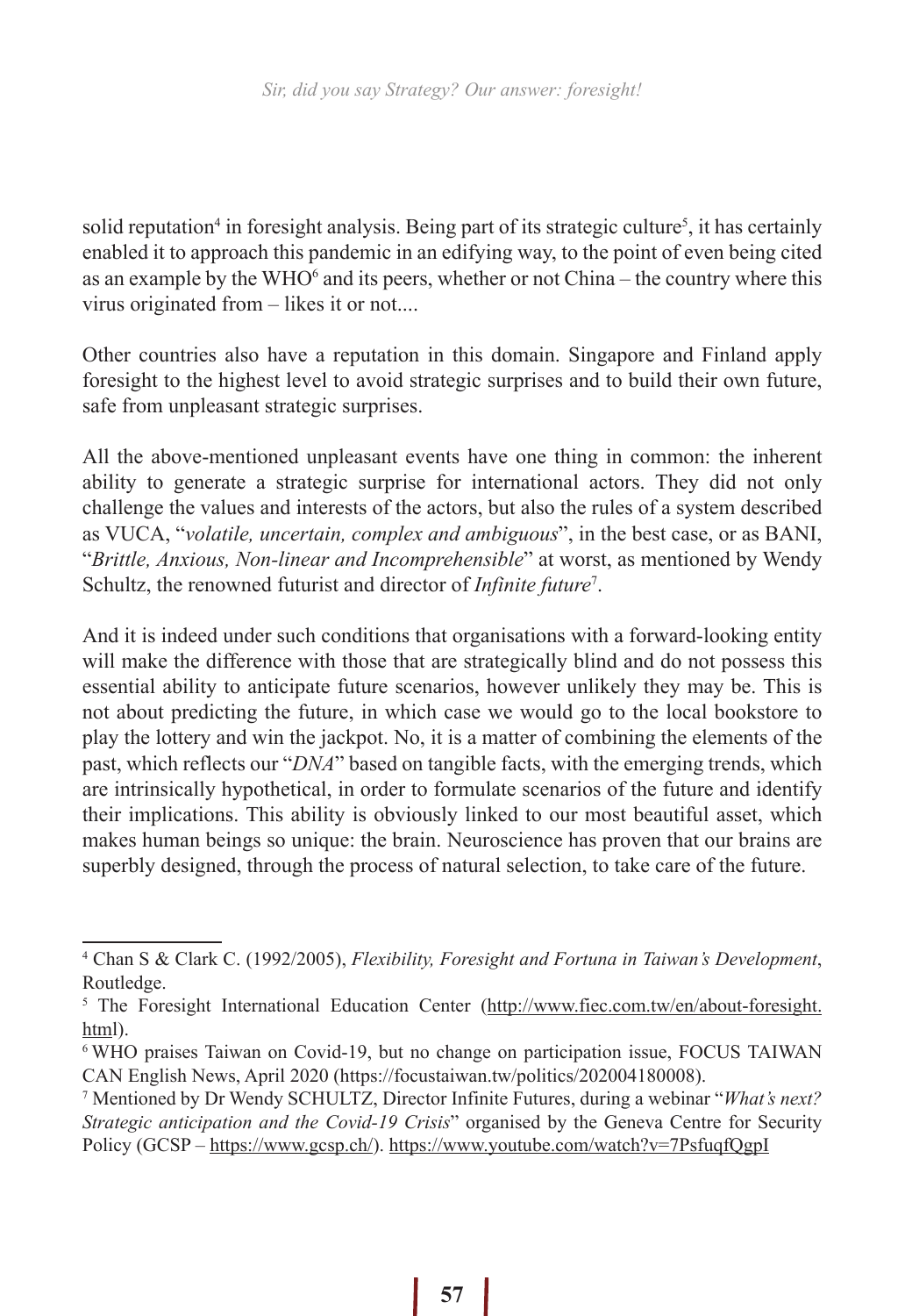solid reputation[4] in foresight analysis. Being part of its strategic culture[5], it has certainly enabled it to approach this pandemic in an edifying way, to the point of even being cited as an example by the WHO[6] and its peers, whether or not China – the country where this virus originated from – likes it or not....

Other countries also have a reputation in this domain. Singapore and Finland apply foresight to the highest level to avoid strategic surprises and to build their own future, safe from unpleasant strategic surprises.

All the above-mentioned unpleasant events have one thing in common: the inherent ability to generate a strategic surprise for international actors. They did not only challenge the values and interests of the actors, but also the rules of a system described as VUCA, "*volatile, uncertain, complex and ambiguous*", in the best case, or as BANI, "*Brittle, Anxious, Non-linear and Incomprehensible*" at worst, as mentioned by Wendy Schultz, the renowned futurist and director of *Infinite future*[7].

And it is indeed under such conditions that organisations with a forward-looking entity will make the difference with those that are strategically blind and do not possess this essential ability to anticipate future scenarios, however unlikely they may be. This is not about predicting the future, in which case we would go to the local bookstore to play the lottery and win the jackpot. No, it is a matter of combining the elements of the past, which reflects our "*DNA*" based on tangible facts, with the emerging trends, which are intrinsically hypothetical, in order to formulate scenarios of the future and identify their implications. This ability is obviously linked to our most beautiful asset, which makes human beings so unique: the brain. Neuroscience has proven that our brains are superbly designed, through the process of natural selection, to take care of the future.

---

[4] Chan S & Clark C. (1992/2005), *Flexibility, Foresight and Fortuna in Taiwan's Development*, Routledge.

[5] The Foresight International Education Center (http://www.fiec.com.tw/en/about-foresight.html).

[6] WHO praises Taiwan on Covid-19, but no change on participation issue, FOCUS TAIWAN CAN English News, April 2020 (https://focustaiwan.tw/politics/202004180008).

[7] Mentioned by Dr Wendy SCHULTZ, Director Infinite Futures, during a webinar "*What's next? Strategic anticipation and the Covid-19 Crisis*" organised by the Geneva Centre for Security Policy (GCSP – https://www.gcsp.ch/). https://www.youtube.com/watch?v=7PsfuqfQgpI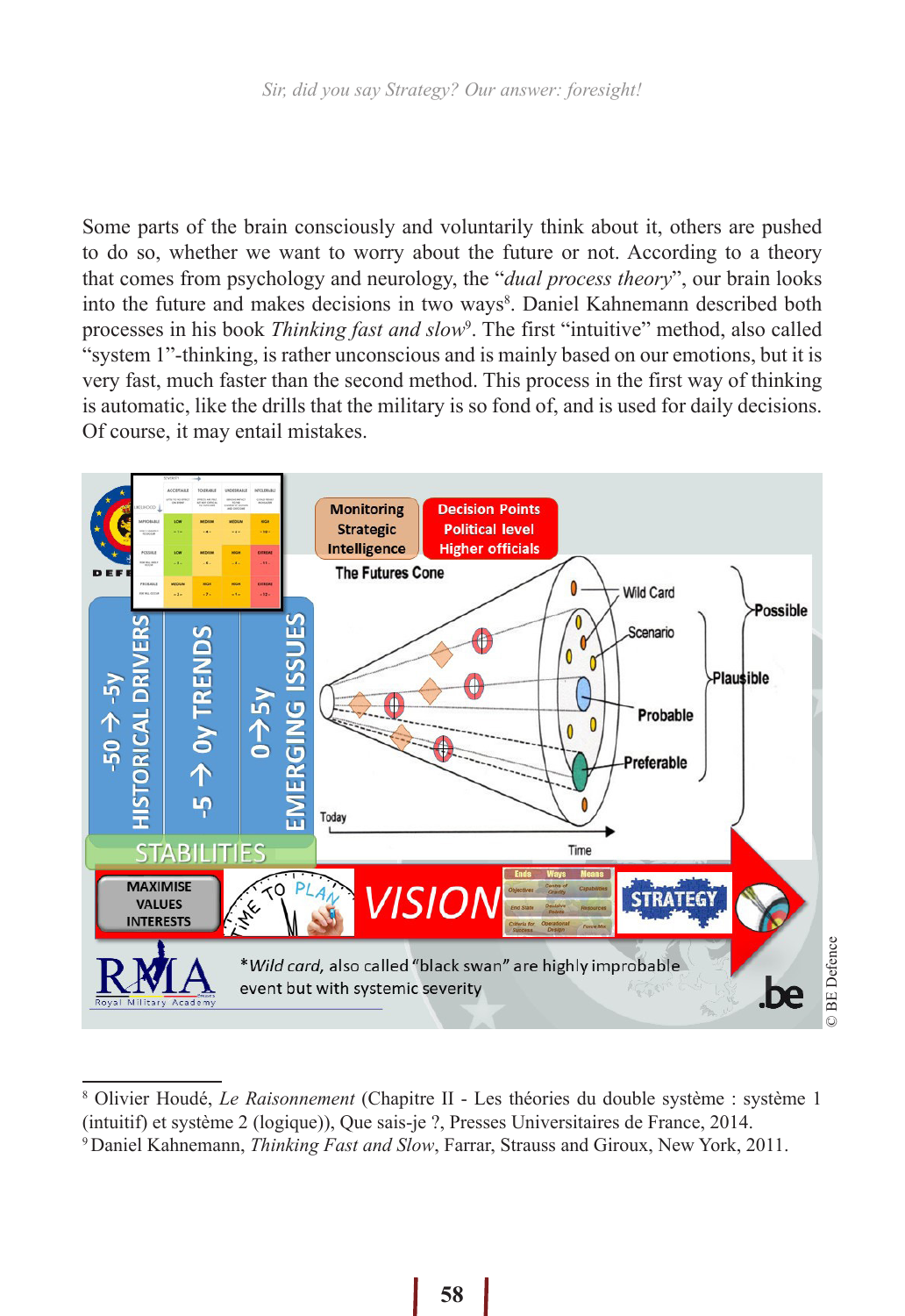Some parts of the brain consciously and voluntarily think about it, others are pushed to do so, whether we want to worry about the future or not. According to a theory that comes from psychology and neurology, the "*dual process theory*", our brain looks into the future and makes decisions in two ways[8]. Daniel Kahnemann described both processes in his book *Thinking fast and slow*[9]. The first "intuitive" method, also called "system 1"-thinking, is rather unconscious and is mainly based on our emotions, but it is very fast, much faster than the second method. This process in the first way of thinking is automatic, like the drills that the military is so fond of, and is used for daily decisions. Of course, it may entail mistakes.

---

[8] Olivier Houdé, *Le Raisonnement* (Chapitre II - Les théories du double système : système 1 (intuitif) et système 2 (logique)), Que sais-je ?, Presses Universitaires de France, 2014.

[9] Daniel Kahnemann, *Thinking Fast and Slow*, Farrar, Strauss and Giroux, New York, 2011.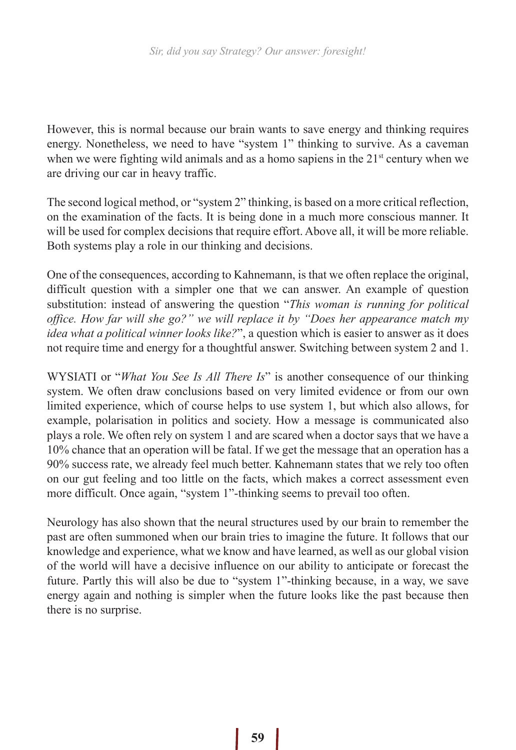However, this is normal because our brain wants to save energy and thinking requires energy. Nonetheless, we need to have "system 1" thinking to survive. As a caveman when we were fighting wild animals and as a homo sapiens in the 21st century when we are driving our car in heavy traffic.

The second logical method, or "system 2" thinking, is based on a more critical reflection, on the examination of the facts. It is being done in a much more conscious manner. It will be used for complex decisions that require effort. Above all, it will be more reliable. Both systems play a role in our thinking and decisions.

One of the consequences, according to Kahnemann, is that we often replace the original, difficult question with a simpler one that we can answer. An example of question substitution: instead of answering the question "*This woman is running for political office. How far will she go?" we will replace it by "Does her appearance match my idea what a political winner looks like?*", a question which is easier to answer as it does not require time and energy for a thoughtful answer. Switching between system 2 and 1.

WYSIATI or "*What You See Is All There Is*" is another consequence of our thinking system. We often draw conclusions based on very limited evidence or from our own limited experience, which of course helps to use system 1, but which also allows, for example, polarisation in politics and society. How a message is communicated also plays a role. We often rely on system 1 and are scared when a doctor says that we have a 10% chance that an operation will be fatal. If we get the message that an operation has a 90% success rate, we already feel much better. Kahnemann states that we rely too often on our gut feeling and too little on the facts, which makes a correct assessment even more difficult. Once again, "system 1"-thinking seems to prevail too often.

Neurology has also shown that the neural structures used by our brain to remember the past are often summoned when our brain tries to imagine the future. It follows that our knowledge and experience, what we know and have learned, as well as our global vision of the world will have a decisive influence on our ability to anticipate or forecast the future. Partly this will also be due to "system 1"-thinking because, in a way, we save energy again and nothing is simpler when the future looks like the past because then there is no surprise.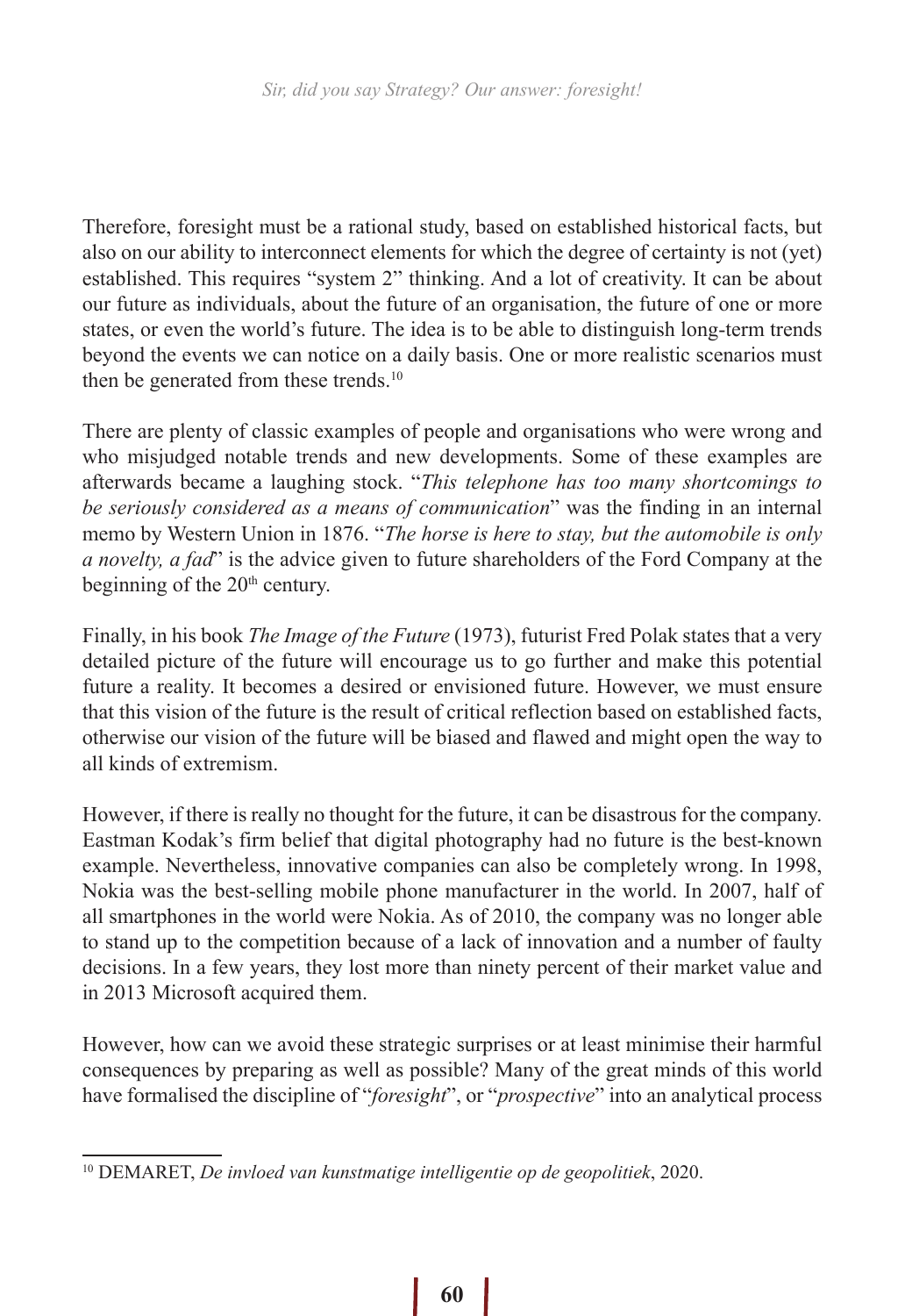Therefore, foresight must be a rational study, based on established historical facts, but also on our ability to interconnect elements for which the degree of certainty is not (yet) established. This requires "system 2" thinking. And a lot of creativity. It can be about our future as individuals, about the future of an organisation, the future of one or more states, or even the world's future. The idea is to be able to distinguish long-term trends beyond the events we can notice on a daily basis. One or more realistic scenarios must then be generated from these trends.[10]

There are plenty of classic examples of people and organisations who were wrong and who misjudged notable trends and new developments. Some of these examples are afterwards became a laughing stock. "*This telephone has too many shortcomings to be seriously considered as a means of communication*" was the finding in an internal memo by Western Union in 1876. "*The horse is here to stay, but the automobile is only a novelty, a fad*" is the advice given to future shareholders of the Ford Company at the beginning of the 20th century.

Finally, in his book *The Image of the Future* (1973), futurist Fred Polak states that a very detailed picture of the future will encourage us to go further and make this potential future a reality. It becomes a desired or envisioned future. However, we must ensure that this vision of the future is the result of critical reflection based on established facts, otherwise our vision of the future will be biased and flawed and might open the way to all kinds of extremism.

However, if there is really no thought for the future, it can be disastrous for the company. Eastman Kodak's firm belief that digital photography had no future is the best-known example. Nevertheless, innovative companies can also be completely wrong. In 1998, Nokia was the best-selling mobile phone manufacturer in the world. In 2007, half of all smartphones in the world were Nokia. As of 2010, the company was no longer able to stand up to the competition because of a lack of innovation and a number of faulty decisions. In a few years, they lost more than ninety percent of their market value and in 2013 Microsoft acquired them.

However, how can we avoid these strategic surprises or at least minimise their harmful consequences by preparing as well as possible? Many of the great minds of this world have formalised the discipline of "*foresight*", or "*prospective*" into an analytical process

---

[10] DEMARET, *De invloed van kunstmatige intelligentie op de geopolitiek*, 2020.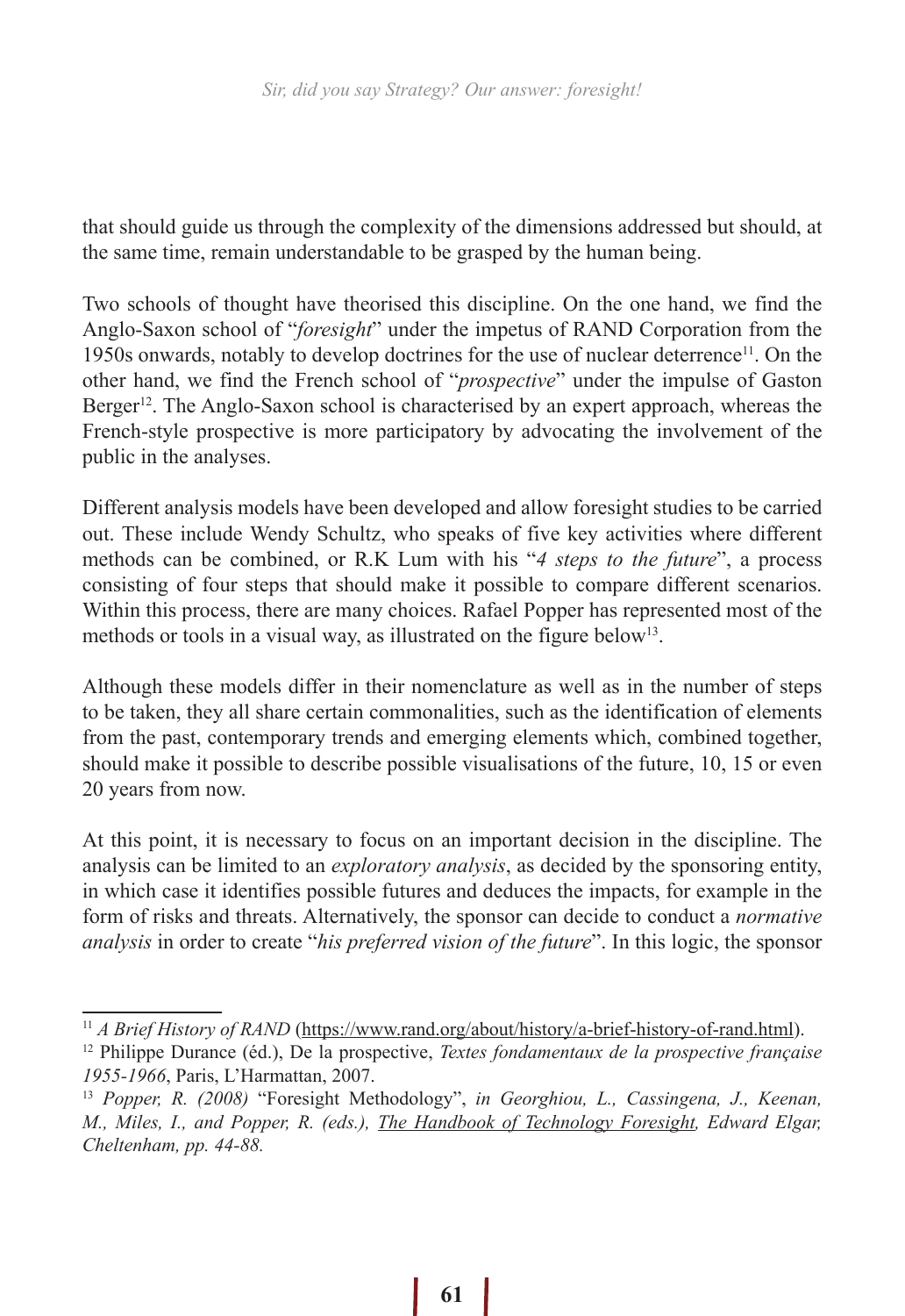that should guide us through the complexity of the dimensions addressed but should, at the same time, remain understandable to be grasped by the human being.

Two schools of thought have theorised this discipline. On the one hand, we find the Anglo-Saxon school of "*foresight*" under the impetus of RAND Corporation from the 1950s onwards, notably to develop doctrines for the use of nuclear deterrence[11]. On the other hand, we find the French school of "*prospective*" under the impulse of Gaston Berger[12]. The Anglo-Saxon school is characterised by an expert approach, whereas the French-style prospective is more participatory by advocating the involvement of the public in the analyses.

Different analysis models have been developed and allow foresight studies to be carried out. These include Wendy Schultz, who speaks of five key activities where different methods can be combined, or R.K Lum with his "*4 steps to the future*", a process consisting of four steps that should make it possible to compare different scenarios. Within this process, there are many choices. Rafael Popper has represented most of the methods or tools in a visual way, as illustrated on the figure below[13].

Although these models differ in their nomenclature as well as in the number of steps to be taken, they all share certain commonalities, such as the identification of elements from the past, contemporary trends and emerging elements which, combined together, should make it possible to describe possible visualisations of the future, 10, 15 or even 20 years from now.

At this point, it is necessary to focus on an important decision in the discipline. The analysis can be limited to an *exploratory analysis*, as decided by the sponsoring entity, in which case it identifies possible futures and deduces the impacts, for example in the form of risks and threats. Alternatively, the sponsor can decide to conduct a *normative analysis* in order to create "*his preferred vision of the future*". In this logic, the sponsor

---

[11] *A Brief History of RAND* (https://www.rand.org/about/history/a-brief-history-of-rand.html).

[12] Philippe Durance (éd.), De la prospective, *Textes fondamentaux de la prospective française 1955-1966*, Paris, L'Harmattan, 2007.

[13] *Popper, R. (2008)* "Foresight Methodology", *in Georghiou, L., Cassingena, J., Keenan, M., Miles, I., and Popper, R. (eds.), The Handbook of Technology Foresight, Edward Elgar, Cheltenham, pp. 44-88.*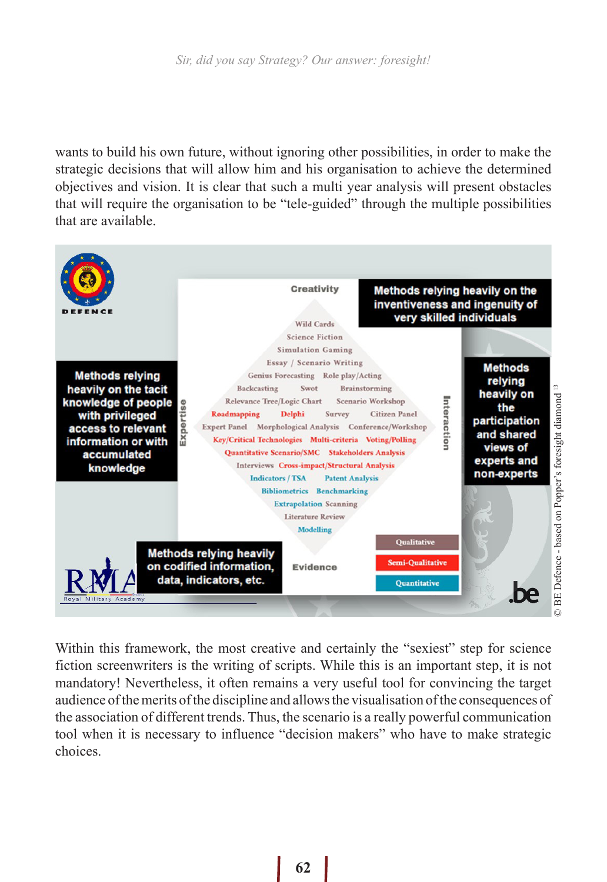wants to build his own future, without ignoring other possibilities, in order to make the strategic decisions that will allow him and his organisation to achieve the determined objectives and vision. It is clear that such a multi year analysis will present obstacles that will require the organisation to be "tele-guided" through the multiple possibilities that are available.

DEFENCE

Creativity

Methods relying heavily on the inventiveness and ingenuity of very skilled individuals

Methods relying heavily on the tacit knowledge of people with privileged access to relevant information or with accumulated knowledge

Expertise

Wild Cards
Science Fiction
Simulation Gaming
Essay / Scenario Writing
Genius Forecasting  Role play/Acting
Backcasting  Swot  Brainstorming
Relevance Tree/Logic Chart  Scenario Workshop
Roadmapping  Delphi  Survey  Citizen Panel
Expert Panel  Morphological Analysis  Conference/Workshop
Key/Critical Technologies  Multi-criteria  Voting/Polling
Quantitative Scenario/SMC  Stakeholders Analysis
Interviews  Cross-impact/Structural Analysis
Indicators / TSA  Patent Analysis
Bibliometrics  Benchmarking
Extrapolation  Scanning
Literature Review
Modelling

Interaction

Methods relying heavily on the participation and shared views of experts and non-experts

Methods relying heavily on codified information, data, indicators, etc.

Evidence

Qualitative
Semi-Qualitative
Quantitative

RMA Royal Military Academy

.be

© BE Defence - based on Popper's foresight diamond [13]

Within this framework, the most creative and certainly the "sexiest" step for science fiction screenwriters is the writing of scripts. While this is an important step, it is not mandatory! Nevertheless, it often remains a very useful tool for convincing the target audience of the merits of the discipline and allows the visualisation of the consequences of the association of different trends. Thus, the scenario is a really powerful communication tool when it is necessary to influence "decision makers" who have to make strategic choices.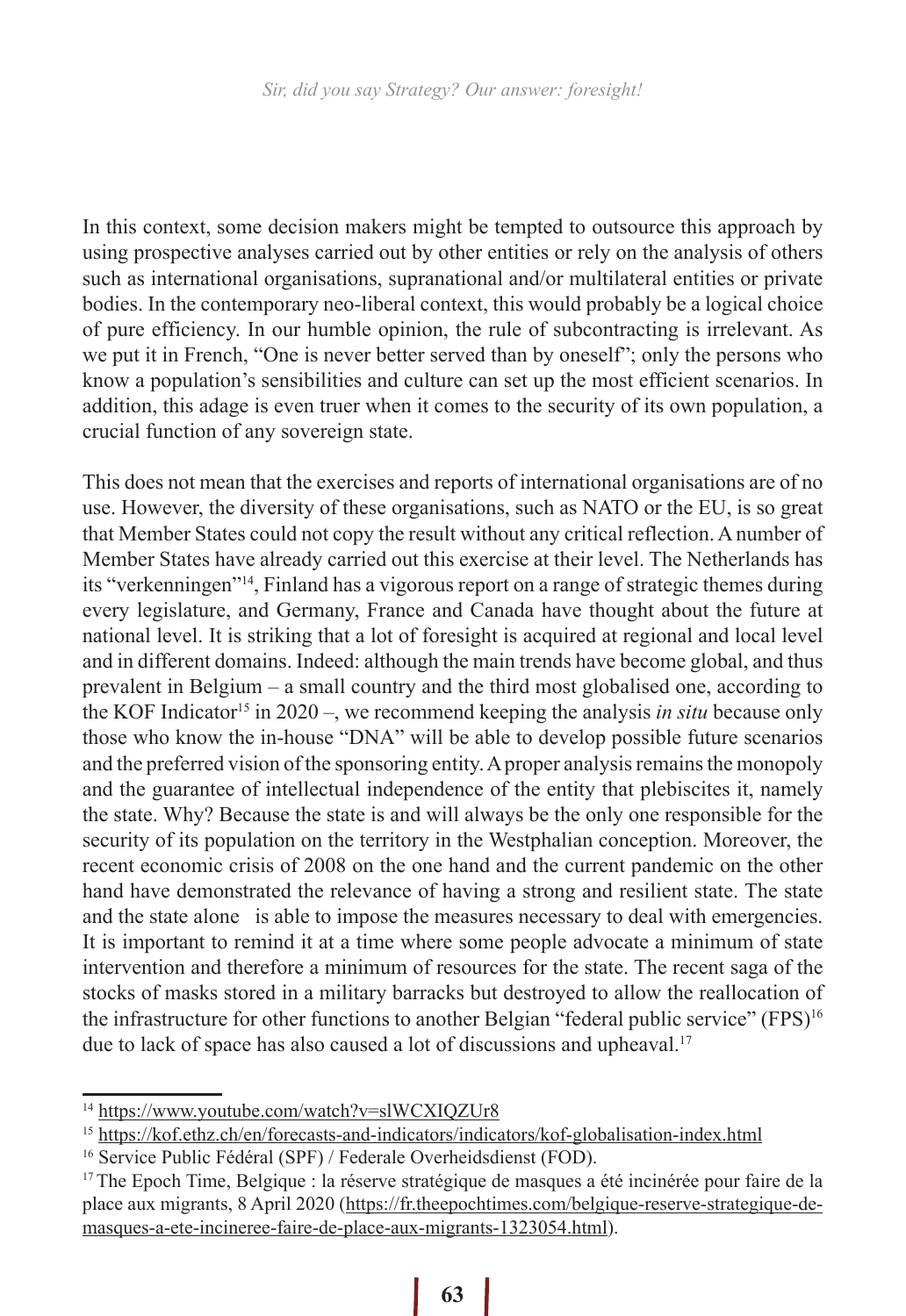In this context, some decision makers might be tempted to outsource this approach by using prospective analyses carried out by other entities or rely on the analysis of others such as international organisations, supranational and/or multilateral entities or private bodies. In the contemporary neo-liberal context, this would probably be a logical choice of pure efficiency. In our humble opinion, the rule of subcontracting is irrelevant. As we put it in French, "One is never better served than by oneself"; only the persons who know a population's sensibilities and culture can set up the most efficient scenarios. In addition, this adage is even truer when it comes to the security of its own population, a crucial function of any sovereign state.

This does not mean that the exercises and reports of international organisations are of no use. However, the diversity of these organisations, such as NATO or the EU, is so great that Member States could not copy the result without any critical reflection. A number of Member States have already carried out this exercise at their level. The Netherlands has its "verkenningen"[14], Finland has a vigorous report on a range of strategic themes during every legislature, and Germany, France and Canada have thought about the future at national level. It is striking that a lot of foresight is acquired at regional and local level and in different domains. Indeed: although the main trends have become global, and thus prevalent in Belgium – a small country and the third most globalised one, according to the KOF Indicator[15] in 2020 –, we recommend keeping the analysis *in situ* because only those who know the in-house "DNA" will be able to develop possible future scenarios and the preferred vision of the sponsoring entity. A proper analysis remains the monopoly and the guarantee of intellectual independence of the entity that plebiscites it, namely the state. Why? Because the state is and will always be the only one responsible for the security of its population on the territory in the Westphalian conception. Moreover, the recent economic crisis of 2008 on the one hand and the current pandemic on the other hand have demonstrated the relevance of having a strong and resilient state. The state and the state alone is able to impose the measures necessary to deal with emergencies. It is important to remind it at a time where some people advocate a minimum of state intervention and therefore a minimum of resources for the state. The recent saga of the stocks of masks stored in a military barracks but destroyed to allow the reallocation of the infrastructure for other functions to another Belgian "federal public service" (FPS)[16] due to lack of space has also caused a lot of discussions and upheaval.[17]

---

[14] https://www.youtube.com/watch?v=slWCXIQZUr8

[15] https://kof.ethz.ch/en/forecasts-and-indicators/indicators/kof-globalisation-index.html

[16] Service Public Fédéral (SPF) / Federale Overheidsdienst (FOD).

[17] The Epoch Time, Belgique : la réserve stratégique de masques a été incinérée pour faire de la place aux migrants, 8 April 2020 (https://fr.theepochtimes.com/belgique-reserve-strategique-de-masques-a-ete-incineree-faire-de-place-aux-migrants-1323054.html).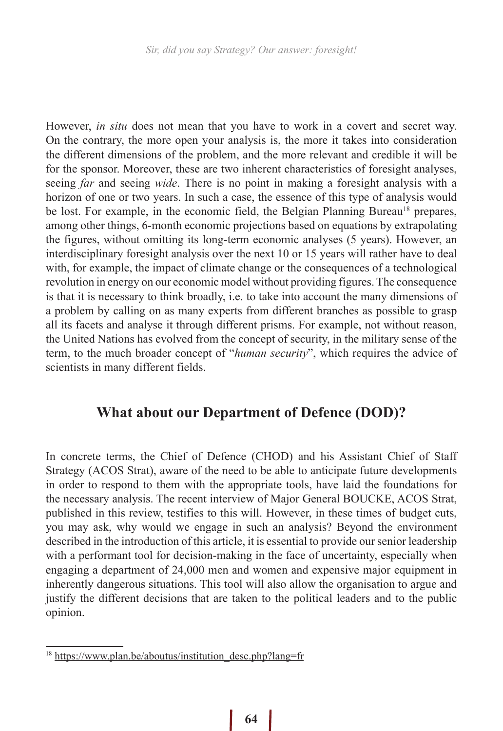However, *in situ* does not mean that you have to work in a covert and secret way. On the contrary, the more open your analysis is, the more it takes into consideration the different dimensions of the problem, and the more relevant and credible it will be for the sponsor. Moreover, these are two inherent characteristics of foresight analyses, seeing *far* and seeing *wide*. There is no point in making a foresight analysis with a horizon of one or two years. In such a case, the essence of this type of analysis would be lost. For example, in the economic field, the Belgian Planning Bureau[18] prepares, among other things, 6-month economic projections based on equations by extrapolating the figures, without omitting its long-term economic analyses (5 years). However, an interdisciplinary foresight analysis over the next 10 or 15 years will rather have to deal with, for example, the impact of climate change or the consequences of a technological revolution in energy on our economic model without providing figures. The consequence is that it is necessary to think broadly, i.e. to take into account the many dimensions of a problem by calling on as many experts from different branches as possible to grasp all its facets and analyse it through different prisms. For example, not without reason, the United Nations has evolved from the concept of security, in the military sense of the term, to the much broader concept of "*human security*", which requires the advice of scientists in many different fields.

## What about our Department of Defence (DOD)?

In concrete terms, the Chief of Defence (CHOD) and his Assistant Chief of Staff Strategy (ACOS Strat), aware of the need to be able to anticipate future developments in order to respond to them with the appropriate tools, have laid the foundations for the necessary analysis. The recent interview of Major General BOUCKE, ACOS Strat, published in this review, testifies to this will. However, in these times of budget cuts, you may ask, why would we engage in such an analysis? Beyond the environment described in the introduction of this article, it is essential to provide our senior leadership with a performant tool for decision-making in the face of uncertainty, especially when engaging a department of 24,000 men and women and expensive major equipment in inherently dangerous situations. This tool will also allow the organisation to argue and justify the different decisions that are taken to the political leaders and to the public opinion.

---

[18] https://www.plan.be/aboutus/institution_desc.php?lang=fr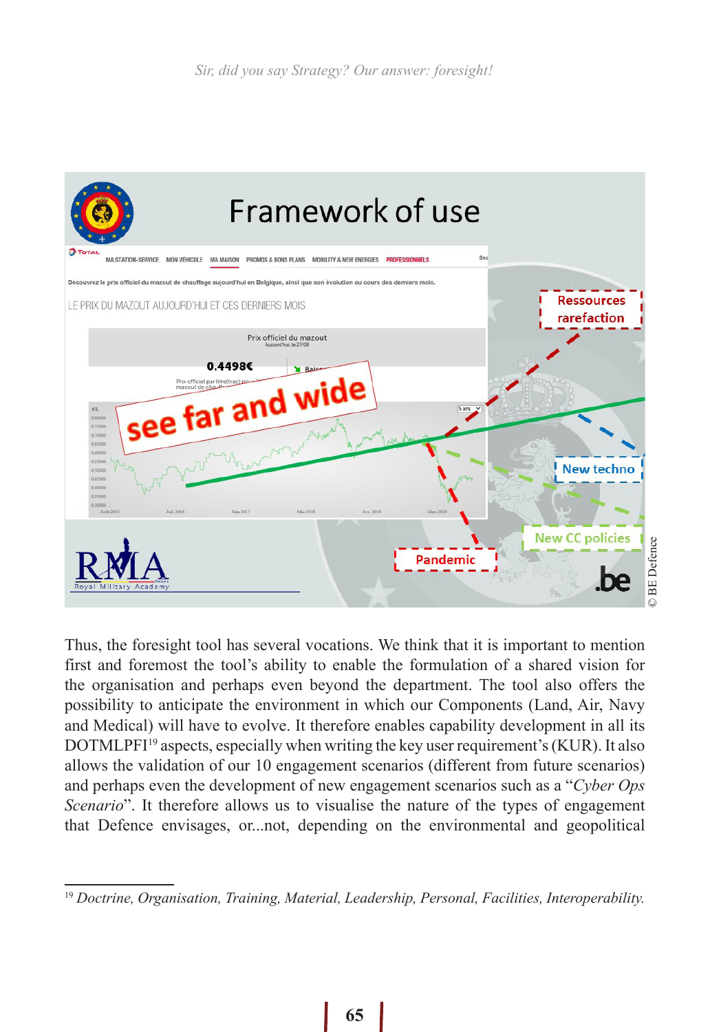Thus, the foresight tool has several vocations. We think that it is important to mention first and foremost the tool's ability to enable the formulation of a shared vision for the organisation and perhaps even beyond the department. The tool also offers the possibility to anticipate the environment in which our Components (Land, Air, Navy and Medical) will have to evolve. It therefore enables capability development in all its DOTMLPFI[19] aspects, especially when writing the key user requirement's (KUR). It also allows the validation of our 10 engagement scenarios (different from future scenarios) and perhaps even the development of new engagement scenarios such as a "*Cyber Ops Scenario*". It therefore allows us to visualise the nature of the types of engagement that Defence envisages, or...not, depending on the environmental and geopolitical

[19] *Doctrine, Organisation, Training, Material, Leadership, Personal, Facilities, Interoperability.*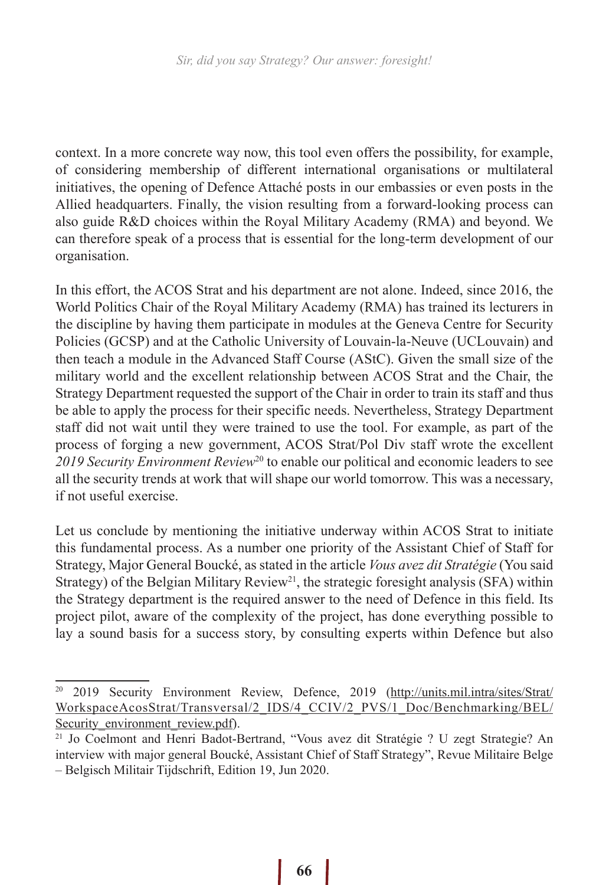context. In a more concrete way now, this tool even offers the possibility, for example, of considering membership of different international organisations or multilateral initiatives, the opening of Defence Attaché posts in our embassies or even posts in the Allied headquarters. Finally, the vision resulting from a forward-looking process can also guide R&D choices within the Royal Military Academy (RMA) and beyond. We can therefore speak of a process that is essential for the long-term development of our organisation.

In this effort, the ACOS Strat and his department are not alone. Indeed, since 2016, the World Politics Chair of the Royal Military Academy (RMA) has trained its lecturers in the discipline by having them participate in modules at the Geneva Centre for Security Policies (GCSP) and at the Catholic University of Louvain-la-Neuve (UCLouvain) and then teach a module in the Advanced Staff Course (AStC). Given the small size of the military world and the excellent relationship between ACOS Strat and the Chair, the Strategy Department requested the support of the Chair in order to train its staff and thus be able to apply the process for their specific needs. Nevertheless, Strategy Department staff did not wait until they were trained to use the tool. For example, as part of the process of forging a new government, ACOS Strat/Pol Div staff wrote the excellent *2019 Security Environment Review*[20] to enable our political and economic leaders to see all the security trends at work that will shape our world tomorrow. This was a necessary, if not useful exercise.

Let us conclude by mentioning the initiative underway within ACOS Strat to initiate this fundamental process. As a number one priority of the Assistant Chief of Staff for Strategy, Major General Boucké, as stated in the article *Vous avez dit Stratégie* (You said Strategy) of the Belgian Military Review[21], the strategic foresight analysis (SFA) within the Strategy department is the required answer to the need of Defence in this field. Its project pilot, aware of the complexity of the project, has done everything possible to lay a sound basis for a success story, by consulting experts within Defence but also

---

[20] 2019 Security Environment Review, Defence, 2019 (http://units.mil.intra/sites/Strat/WorkspaceAcosStrat/Transversal/2_IDS/4_CCIV/2_PVS/1_Doc/Benchmarking/BEL/Security_environment_review.pdf).

[21] Jo Coelmont and Henri Badot-Bertrand, "Vous avez dit Stratégie ? U zegt Strategie? An interview with major general Boucké, Assistant Chief of Staff Strategy", Revue Militaire Belge – Belgisch Militair Tijdschrift, Edition 19, Jun 2020.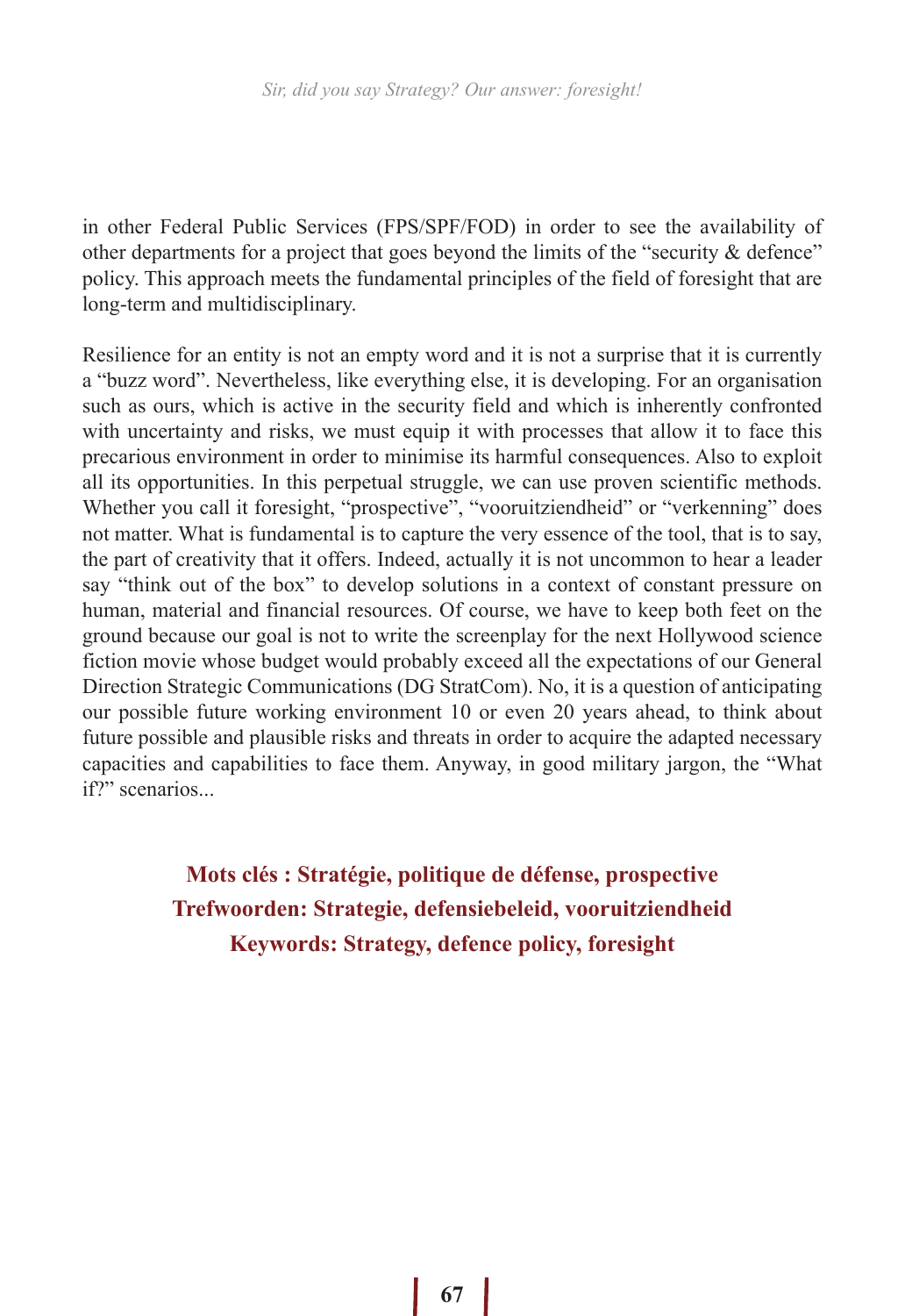in other Federal Public Services (FPS/SPF/FOD) in order to see the availability of other departments for a project that goes beyond the limits of the "security & defence" policy. This approach meets the fundamental principles of the field of foresight that are long-term and multidisciplinary.

Resilience for an entity is not an empty word and it is not a surprise that it is currently a "buzz word". Nevertheless, like everything else, it is developing. For an organisation such as ours, which is active in the security field and which is inherently confronted with uncertainty and risks, we must equip it with processes that allow it to face this precarious environment in order to minimise its harmful consequences. Also to exploit all its opportunities. In this perpetual struggle, we can use proven scientific methods. Whether you call it foresight, "prospective", "vooruitziendheid" or "verkenning" does not matter. What is fundamental is to capture the very essence of the tool, that is to say, the part of creativity that it offers. Indeed, actually it is not uncommon to hear a leader say "think out of the box" to develop solutions in a context of constant pressure on human, material and financial resources. Of course, we have to keep both feet on the ground because our goal is not to write the screenplay for the next Hollywood science fiction movie whose budget would probably exceed all the expectations of our General Direction Strategic Communications (DG StratCom). No, it is a question of anticipating our possible future working environment 10 or even 20 years ahead, to think about future possible and plausible risks and threats in order to acquire the adapted necessary capacities and capabilities to face them. Anyway, in good military jargon, the "What if?" scenarios...

**Mots clés : Stratégie, politique de défense, prospective**

**Trefwoorden: Strategie, defensiebeleid, vooruitziendheid**

**Keywords: Strategy, defence policy, foresight**